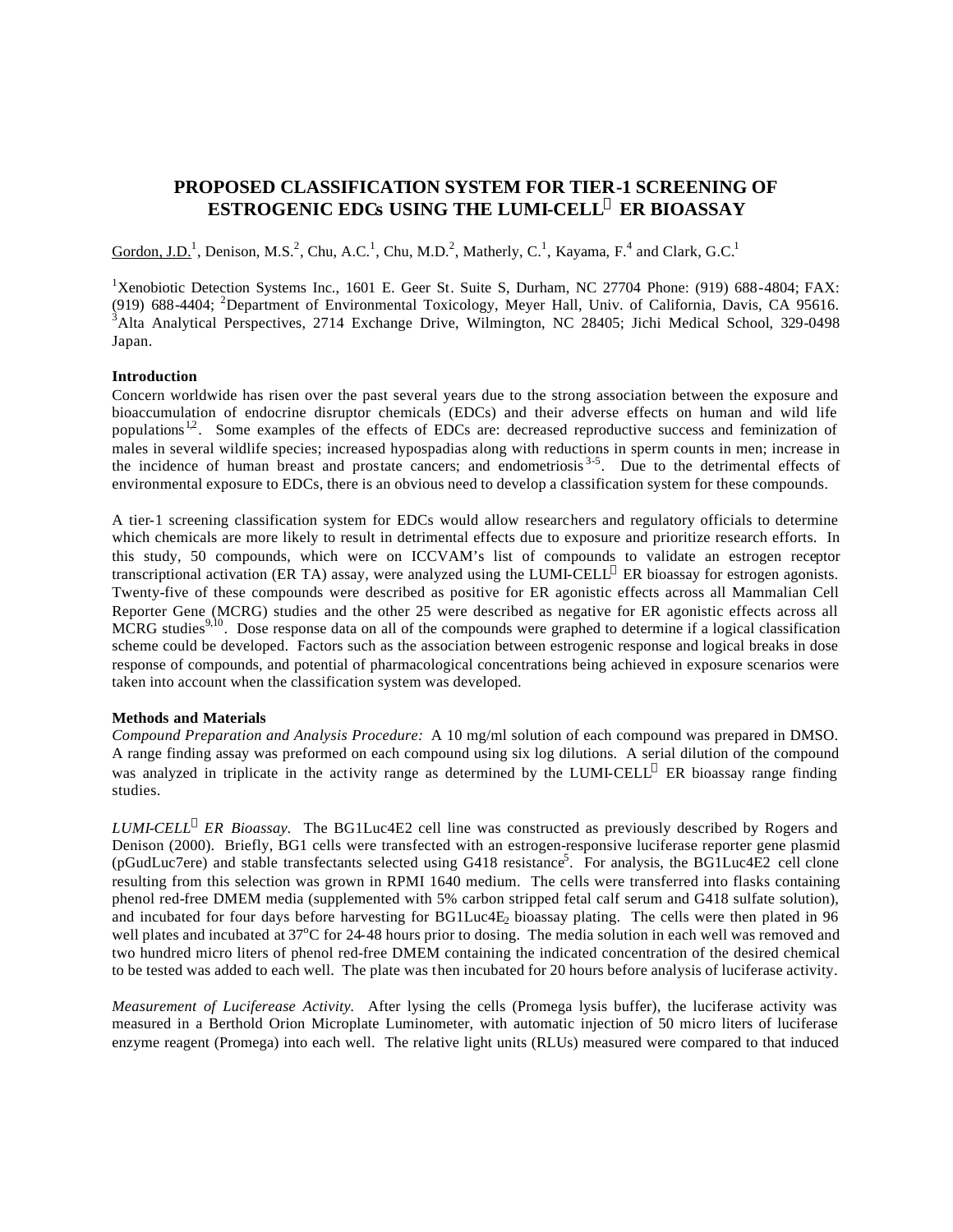# PROPOSED CLASSIFICATION SYSTEM FOR TIER-1 SCREENING OF ESTROGENIC EDCs USING THE LUMI-CELL® ER BIOASSAY

Gordon, J.D.[1], Denison, M.S.[2], Chu, A.C.[1], Chu, M.D.[2], Matherly, C.[1], Kayama, F.[4] and Clark, G.C.[1]

[1]Xenobiotic Detection Systems Inc., 1601 E. Geer St. Suite S, Durham, NC 27704 Phone: (919) 688-4804; FAX: (919) 688-4404; [2]Department of Environmental Toxicology, Meyer Hall, Univ. of California, Davis, CA 95616. [3]Alta Analytical Perspectives, 2714 Exchange Drive, Wilmington, NC 28405; Jichi Medical School, 329-0498 Japan.

### Introduction

Concern worldwide has risen over the past several years due to the strong association between the exposure and bioaccumulation of endocrine disruptor chemicals (EDCs) and their adverse effects on human and wild life populations[1,2]. Some examples of the effects of EDCs are: decreased reproductive success and feminization of males in several wildlife species; increased hypospadias along with reductions in sperm counts in men; increase in the incidence of human breast and prostate cancers; and endometriosis[3-5]. Due to the detrimental effects of environmental exposure to EDCs, there is an obvious need to develop a classification system for these compounds.

A tier-1 screening classification system for EDCs would allow researchers and regulatory officials to determine which chemicals are more likely to result in detrimental effects due to exposure and prioritize research efforts. In this study, 50 compounds, which were on ICCVAM's list of compounds to validate an estrogen receptor transcriptional activation (ER TA) assay, were analyzed using the LUMI-CELL® ER bioassay for estrogen agonists. Twenty-five of these compounds were described as positive for ER agonistic effects across all Mammalian Cell Reporter Gene (MCRG) studies and the other 25 were described as negative for ER agonistic effects across all MCRG studies[9,10]. Dose response data on all of the compounds were graphed to determine if a logical classification scheme could be developed. Factors such as the association between estrogenic response and logical breaks in dose response of compounds, and potential of pharmacological concentrations being achieved in exposure scenarios were taken into account when the classification system was developed.

### Methods and Materials

*Compound Preparation and Analysis Procedure:* A 10 mg/ml solution of each compound was prepared in DMSO. A range finding assay was preformed on each compound using six log dilutions. A serial dilution of the compound was analyzed in triplicate in the activity range as determined by the LUMI-CELL® ER bioassay range finding studies.

*LUMI-CELL® ER Bioassay.* The BG1Luc4E2 cell line was constructed as previously described by Rogers and Denison (2000). Briefly, BG1 cells were transfected with an estrogen-responsive luciferase reporter gene plasmid (pGudLuc7ere) and stable transfectants selected using G418 resistance[5]. For analysis, the BG1Luc4E2 cell clone resulting from this selection was grown in RPMI 1640 medium. The cells were transferred into flasks containing phenol red-free DMEM media (supplemented with 5% carbon stripped fetal calf serum and G418 sulfate solution), and incubated for four days before harvesting for BG1Luc4$E_2$ bioassay plating. The cells were then plated in 96 well plates and incubated at 37°C for 24-48 hours prior to dosing. The media solution in each well was removed and two hundred micro liters of phenol red-free DMEM containing the indicated concentration of the desired chemical to be tested was added to each well. The plate was then incubated for 20 hours before analysis of luciferase activity.

*Measurement of Luciferease Activity.* After lysing the cells (Promega lysis buffer), the luciferase activity was measured in a Berthold Orion Microplate Luminometer, with automatic injection of 50 micro liters of luciferase enzyme reagent (Promega) into each well. The relative light units (RLUs) measured were compared to that induced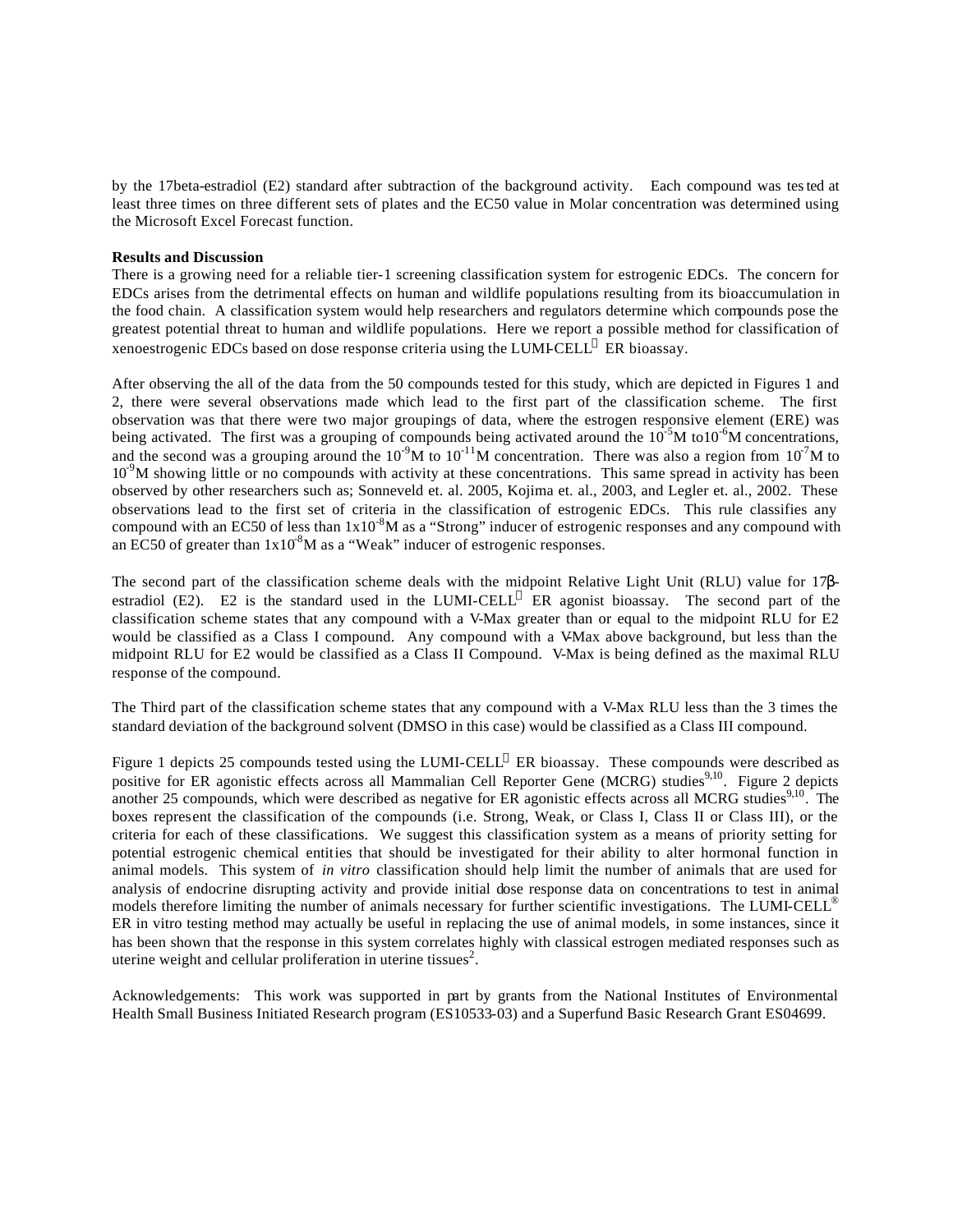by the 17beta-estradiol (E2) standard after subtraction of the background activity. Each compound was tested at least three times on three different sets of plates and the EC50 value in Molar concentration was determined using the Microsoft Excel Forecast function.

**Results and Discussion**

There is a growing need for a reliable tier-1 screening classification system for estrogenic EDCs. The concern for EDCs arises from the detrimental effects on human and wildlife populations resulting from its bioaccumulation in the food chain. A classification system would help researchers and regulators determine which compounds pose the greatest potential threat to human and wildlife populations. Here we report a possible method for classification of xenoestrogenic EDCs based on dose response criteria using the LUMI-CELL® ER bioassay.

After observing the all of the data from the 50 compounds tested for this study, which are depicted in Figures 1 and 2, there were several observations made which lead to the first part of the classification scheme. The first observation was that there were two major groupings of data, where the estrogen responsive element (ERE) was being activated. The first was a grouping of compounds being activated around the $10^{-5}$M to$10^{-6}$M concentrations, and the second was a grouping around the $10^{-9}$M to $10^{-11}$M concentration. There was also a region from $10^{-7}$M to $10^{-9}$M showing little or no compounds with activity at these concentrations. This same spread in activity has been observed by other researchers such as; Sonneveld et. al. 2005, Kojima et. al., 2003, and Legler et. al., 2002. These observations lead to the first set of criteria in the classification of estrogenic EDCs. This rule classifies any compound with an EC50 of less than $1\text{x}10^{-8}$M as a "Strong" inducer of estrogenic responses and any compound with an EC50 of greater than $1\text{x}10^{-8}$M as a "Weak" inducer of estrogenic responses.

The second part of the classification scheme deals with the midpoint Relative Light Unit (RLU) value for 17β-estradiol (E2). E2 is the standard used in the LUMI-CELL® ER agonist bioassay. The second part of the classification scheme states that any compound with a V-Max greater than or equal to the midpoint RLU for E2 would be classified as a Class I compound. Any compound with a V-Max above background, but less than the midpoint RLU for E2 would be classified as a Class II Compound. V-Max is being defined as the maximal RLU response of the compound.

The Third part of the classification scheme states that any compound with a V-Max RLU less than the 3 times the standard deviation of the background solvent (DMSO in this case) would be classified as a Class III compound.

Figure 1 depicts 25 compounds tested using the LUMI-CELL® ER bioassay. These compounds were described as positive for ER agonistic effects across all Mammalian Cell Reporter Gene (MCRG) studies[9,10]. Figure 2 depicts another 25 compounds, which were described as negative for ER agonistic effects across all MCRG studies[9,10]. The boxes represent the classification of the compounds (i.e. Strong, Weak, or Class I, Class II or Class III), or the criteria for each of these classifications. We suggest this classification system as a means of priority setting for potential estrogenic chemical entities that should be investigated for their ability to alter hormonal function in animal models. This system of *in vitro* classification should help limit the number of animals that are used for analysis of endocrine disrupting activity and provide initial dose response data on concentrations to test in animal models therefore limiting the number of animals necessary for further scientific investigations. The LUMI-CELL® ER in vitro testing method may actually be useful in replacing the use of animal models, in some instances, since it has been shown that the response in this system correlates highly with classical estrogen mediated responses such as uterine weight and cellular proliferation in uterine tissues[2].

Acknowledgements: This work was supported in part by grants from the National Institutes of Environmental Health Small Business Initiated Research program (ES10533-03) and a Superfund Basic Research Grant ES04699.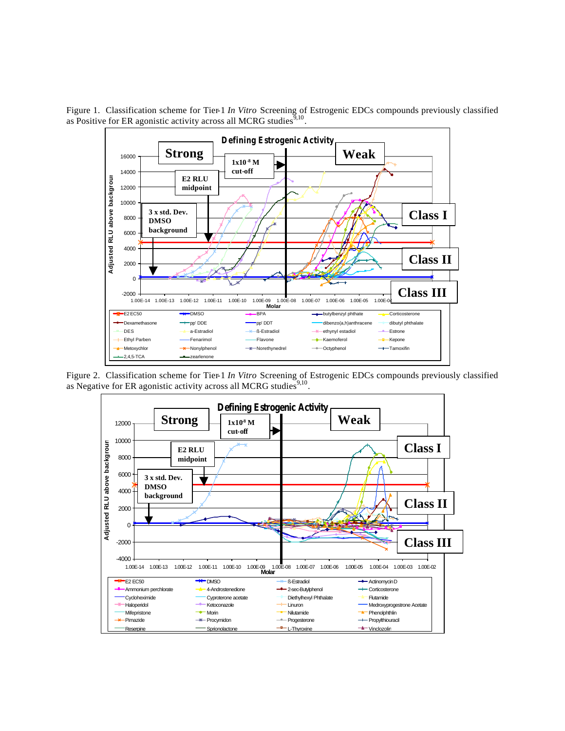Figure 1. Classification scheme for Tier-1 *In Vitro* Screening of Estrogenic EDCs compounds previously classified as Positive for ER agonistic activity across all MCRG studies[9,10].

Figure 2. Classification scheme for Tier-1 *In Vitro* Screening of Estrogenic EDCs compounds previously classified as Negative for ER agonistic activity across all MCRG studies[9,10].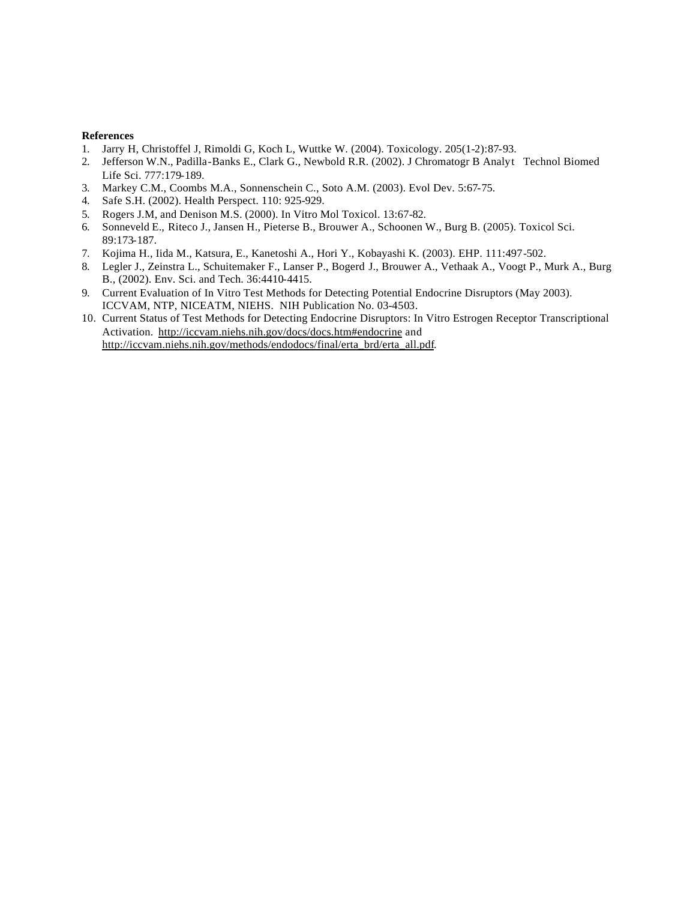**References**

1. Jarry H, Christoffel J, Rimoldi G, Koch L, Wuttke W. (2004). Toxicology. 205(1-2):87-93.
2. Jefferson W.N., Padilla-Banks E., Clark G., Newbold R.R. (2002). J Chromatogr B Analyt Technol Biomed Life Sci. 777:179-189.
3. Markey C.M., Coombs M.A., Sonnenschein C., Soto A.M. (2003). Evol Dev. 5:67-75.
4. Safe S.H. (2002). Health Perspect. 110: 925-929.
5. Rogers J.M, and Denison M.S. (2000). In Vitro Mol Toxicol. 13:67-82.
6. Sonneveld E., Riteco J., Jansen H., Pieterse B., Brouwer A., Schoonen W., Burg B. (2005). Toxicol Sci. 89:173-187.
7. Kojima H., Iida M., Katsura, E., Kanetoshi A., Hori Y., Kobayashi K. (2003). EHP. 111:497-502.
8. Legler J., Zeinstra L., Schuitemaker F., Lanser P., Bogerd J., Brouwer A., Vethaak A., Voogt P., Murk A., Burg B., (2002). Env. Sci. and Tech. 36:4410-4415.
9. Current Evaluation of In Vitro Test Methods for Detecting Potential Endocrine Disruptors (May 2003). ICCVAM, NTP, NICEATM, NIEHS. NIH Publication No. 03-4503.
10. Current Status of Test Methods for Detecting Endocrine Disruptors: In Vitro Estrogen Receptor Transcriptional Activation. http://iccvam.niehs.nih.gov/docs/docs.htm#endocrine and http://iccvam.niehs.nih.gov/methods/endodocs/final/erta_brd/erta_all.pdf.